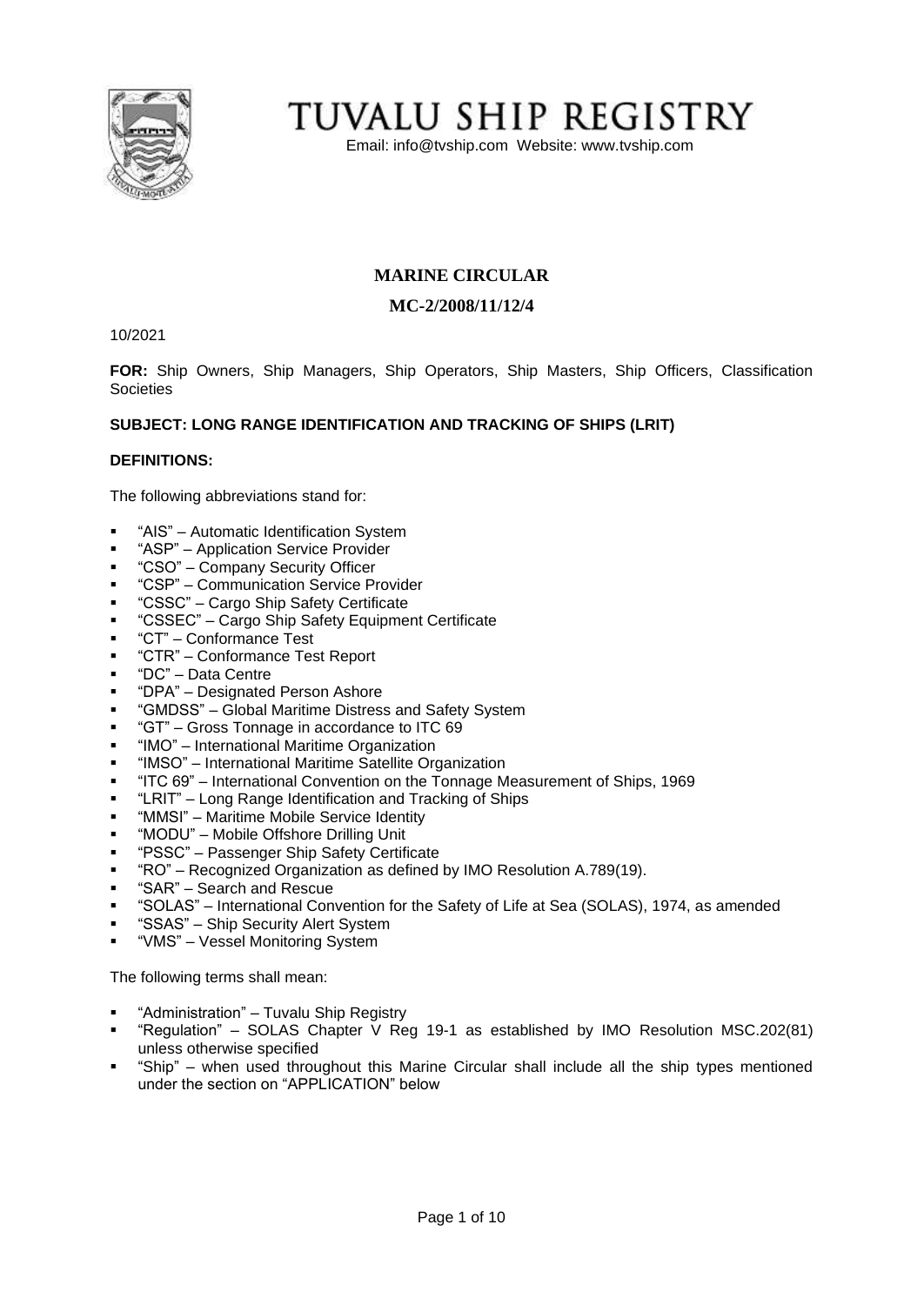# TUVALU SHIP REGISTRY

Email: info@tvship.com Website: www.tvship.com

## MARINE CIRCULAR

### MC-2/2008/11/12/4

10/2021

**FOR:** Ship Owners, Ship Managers, Ship Operators, Ship Masters, Ship Officers, Classification Societies

**SUBJECT: LONG RANGE IDENTIFICATION AND TRACKING OF SHIPS (LRIT)**

**DEFINITIONS:**

The following abbreviations stand for:

- "AIS" – Automatic Identification System
- "ASP" – Application Service Provider
- "CSO" – Company Security Officer
- "CSP" – Communication Service Provider
- "CSSC" – Cargo Ship Safety Certificate
- "CSSEC" – Cargo Ship Safety Equipment Certificate
- "CT" – Conformance Test
- "CTR" – Conformance Test Report
- "DC" – Data Centre
- "DPA" – Designated Person Ashore
- "GMDSS" – Global Maritime Distress and Safety System
- "GT" – Gross Tonnage in accordance to ITC 69
- "IMO" – International Maritime Organization
- "IMSO" – International Maritime Satellite Organization
- "ITC 69" – International Convention on the Tonnage Measurement of Ships, 1969
- "LRIT" – Long Range Identification and Tracking of Ships
- "MMSI" – Maritime Mobile Service Identity
- "MODU" – Mobile Offshore Drilling Unit
- "PSSC" – Passenger Ship Safety Certificate
- "RO" – Recognized Organization as defined by IMO Resolution A.789(19).
- "SAR" – Search and Rescue
- "SOLAS" – International Convention for the Safety of Life at Sea (SOLAS), 1974, as amended
- "SSAS" – Ship Security Alert System
- "VMS" – Vessel Monitoring System

The following terms shall mean:

- "Administration" – Tuvalu Ship Registry
- "Regulation" – SOLAS Chapter V Reg 19-1 as established by IMO Resolution MSC.202(81) unless otherwise specified
- "Ship" – when used throughout this Marine Circular shall include all the ship types mentioned under the section on "APPLICATION" below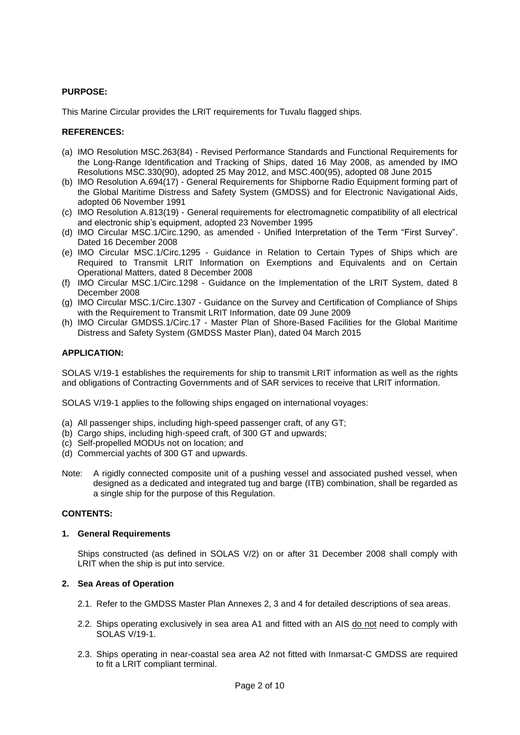**PURPOSE:**

This Marine Circular provides the LRIT requirements for Tuvalu flagged ships.

**REFERENCES:**

(a) IMO Resolution MSC.263(84) - Revised Performance Standards and Functional Requirements for the Long-Range Identification and Tracking of Ships, dated 16 May 2008, as amended by IMO Resolutions MSC.330(90), adopted 25 May 2012, and MSC.400(95), adopted 08 June 2015
(b) IMO Resolution A.694(17) - General Requirements for Shipborne Radio Equipment forming part of the Global Maritime Distress and Safety System (GMDSS) and for Electronic Navigational Aids, adopted 06 November 1991
(c) IMO Resolution A.813(19) - General requirements for electromagnetic compatibility of all electrical and electronic ship's equipment, adopted 23 November 1995
(d) IMO Circular MSC.1/Circ.1290, as amended - Unified Interpretation of the Term "First Survey". Dated 16 December 2008
(e) IMO Circular MSC.1/Circ.1295 - Guidance in Relation to Certain Types of Ships which are Required to Transmit LRIT Information on Exemptions and Equivalents and on Certain Operational Matters, dated 8 December 2008
(f) IMO Circular MSC.1/Circ.1298 - Guidance on the Implementation of the LRIT System, dated 8 December 2008
(g) IMO Circular MSC.1/Circ.1307 - Guidance on the Survey and Certification of Compliance of Ships with the Requirement to Transmit LRIT Information, date 09 June 2009
(h) IMO Circular GMDSS.1/Circ.17 - Master Plan of Shore-Based Facilities for the Global Maritime Distress and Safety System (GMDSS Master Plan), dated 04 March 2015

**APPLICATION:**

SOLAS V/19-1 establishes the requirements for ship to transmit LRIT information as well as the rights and obligations of Contracting Governments and of SAR services to receive that LRIT information.

SOLAS V/19-1 applies to the following ships engaged on international voyages:

(a) All passenger ships, including high-speed passenger craft, of any GT;
(b) Cargo ships, including high-speed craft, of 300 GT and upwards;
(c) Self-propelled MODUs not on location; and
(d) Commercial yachts of 300 GT and upwards.

Note: A rigidly connected composite unit of a pushing vessel and associated pushed vessel, when designed as a dedicated and integrated tug and barge (ITB) combination, shall be regarded as a single ship for the purpose of this Regulation.

**CONTENTS:**

**1. General Requirements**

Ships constructed (as defined in SOLAS V/2) on or after 31 December 2008 shall comply with LRIT when the ship is put into service.

**2. Sea Areas of Operation**

2.1. Refer to the GMDSS Master Plan Annexes 2, 3 and 4 for detailed descriptions of sea areas.

2.2. Ships operating exclusively in sea area A1 and fitted with an AIS do not need to comply with SOLAS V/19-1.

2.3. Ships operating in near-coastal sea area A2 not fitted with Inmarsat-C GMDSS are required to fit a LRIT compliant terminal.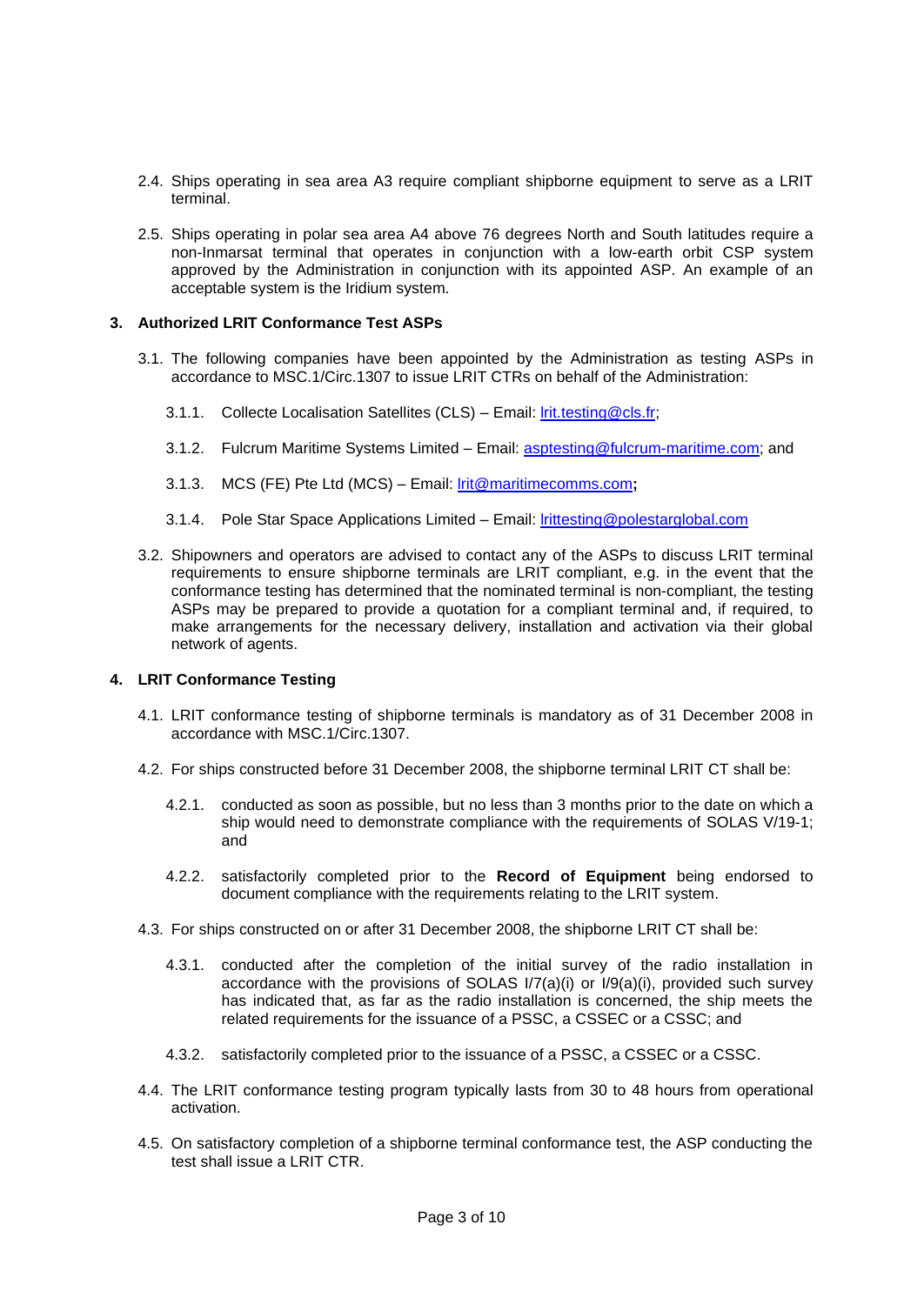2.4. Ships operating in sea area A3 require compliant shipborne equipment to serve as a LRIT terminal.

2.5. Ships operating in polar sea area A4 above 76 degrees North and South latitudes require a non-Inmarsat terminal that operates in conjunction with a low-earth orbit CSP system approved by the Administration in conjunction with its appointed ASP. An example of an acceptable system is the Iridium system.

## 3. Authorized LRIT Conformance Test ASPs

3.1. The following companies have been appointed by the Administration as testing ASPs in accordance to MSC.1/Circ.1307 to issue LRIT CTRs on behalf of the Administration:

3.1.1. Collecte Localisation Satellites (CLS) – Email: lrit.testing@cls.fr;

3.1.2. Fulcrum Maritime Systems Limited – Email: asptesting@fulcrum-maritime.com; and

3.1.3. MCS (FE) Pte Ltd (MCS) – Email: lrit@maritimecomms.com**;**

3.1.4. Pole Star Space Applications Limited – Email: lrittesting@polestarglobal.com

3.2. Shipowners and operators are advised to contact any of the ASPs to discuss LRIT terminal requirements to ensure shipborne terminals are LRIT compliant, e.g. in the event that the conformance testing has determined that the nominated terminal is non-compliant, the testing ASPs may be prepared to provide a quotation for a compliant terminal and, if required, to make arrangements for the necessary delivery, installation and activation via their global network of agents.

## 4. LRIT Conformance Testing

4.1. LRIT conformance testing of shipborne terminals is mandatory as of 31 December 2008 in accordance with MSC.1/Circ.1307.

4.2. For ships constructed before 31 December 2008, the shipborne terminal LRIT CT shall be:

4.2.1. conducted as soon as possible, but no less than 3 months prior to the date on which a ship would need to demonstrate compliance with the requirements of SOLAS V/19-1; and

4.2.2. satisfactorily completed prior to the **Record of Equipment** being endorsed to document compliance with the requirements relating to the LRIT system.

4.3. For ships constructed on or after 31 December 2008, the shipborne LRIT CT shall be:

4.3.1. conducted after the completion of the initial survey of the radio installation in accordance with the provisions of SOLAS I/7(a)(i) or I/9(a)(i), provided such survey has indicated that, as far as the radio installation is concerned, the ship meets the related requirements for the issuance of a PSSC, a CSSEC or a CSSC; and

4.3.2. satisfactorily completed prior to the issuance of a PSSC, a CSSEC or a CSSC.

4.4. The LRIT conformance testing program typically lasts from 30 to 48 hours from operational activation.

4.5. On satisfactory completion of a shipborne terminal conformance test, the ASP conducting the test shall issue a LRIT CTR.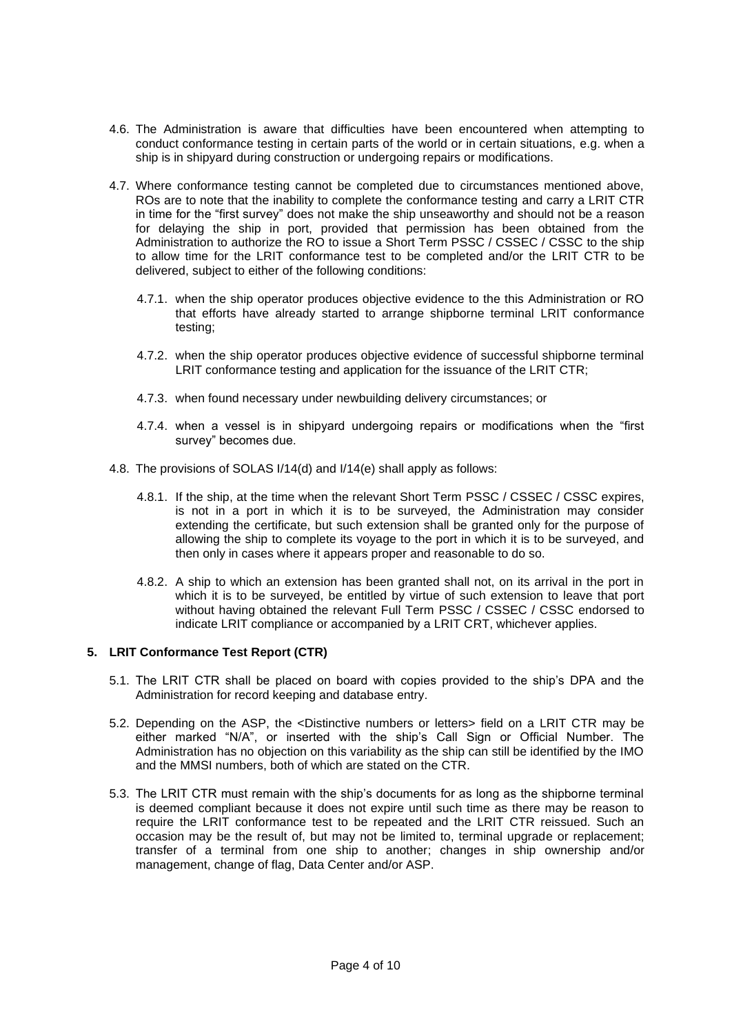4.6. The Administration is aware that difficulties have been encountered when attempting to conduct conformance testing in certain parts of the world or in certain situations, e.g. when a ship is in shipyard during construction or undergoing repairs or modifications.

4.7. Where conformance testing cannot be completed due to circumstances mentioned above, ROs are to note that the inability to complete the conformance testing and carry a LRIT CTR in time for the "first survey" does not make the ship unseaworthy and should not be a reason for delaying the ship in port, provided that permission has been obtained from the Administration to authorize the RO to issue a Short Term PSSC / CSSEC / CSSC to the ship to allow time for the LRIT conformance test to be completed and/or the LRIT CTR to be delivered, subject to either of the following conditions:

   4.7.1. when the ship operator produces objective evidence to the this Administration or RO that efforts have already started to arrange shipborne terminal LRIT conformance testing;

   4.7.2. when the ship operator produces objective evidence of successful shipborne terminal LRIT conformance testing and application for the issuance of the LRIT CTR;

   4.7.3. when found necessary under newbuilding delivery circumstances; or

   4.7.4. when a vessel is in shipyard undergoing repairs or modifications when the "first survey" becomes due.

4.8. The provisions of SOLAS I/14(d) and I/14(e) shall apply as follows:

   4.8.1. If the ship, at the time when the relevant Short Term PSSC / CSSEC / CSSC expires, is not in a port in which it is to be surveyed, the Administration may consider extending the certificate, but such extension shall be granted only for the purpose of allowing the ship to complete its voyage to the port in which it is to be surveyed, and then only in cases where it appears proper and reasonable to do so.

   4.8.2. A ship to which an extension has been granted shall not, on its arrival in the port in which it is to be surveyed, be entitled by virtue of such extension to leave that port without having obtained the relevant Full Term PSSC / CSSEC / CSSC endorsed to indicate LRIT compliance or accompanied by a LRIT CRT, whichever applies.

## 5. LRIT Conformance Test Report (CTR)

5.1. The LRIT CTR shall be placed on board with copies provided to the ship's DPA and the Administration for record keeping and database entry.

5.2. Depending on the ASP, the <Distinctive numbers or letters> field on a LRIT CTR may be either marked "N/A", or inserted with the ship's Call Sign or Official Number. The Administration has no objection on this variability as the ship can still be identified by the IMO and the MMSI numbers, both of which are stated on the CTR.

5.3. The LRIT CTR must remain with the ship's documents for as long as the shipborne terminal is deemed compliant because it does not expire until such time as there may be reason to require the LRIT conformance test to be repeated and the LRIT CTR reissued. Such an occasion may be the result of, but may not be limited to, terminal upgrade or replacement; transfer of a terminal from one ship to another; changes in ship ownership and/or management, change of flag, Data Center and/or ASP.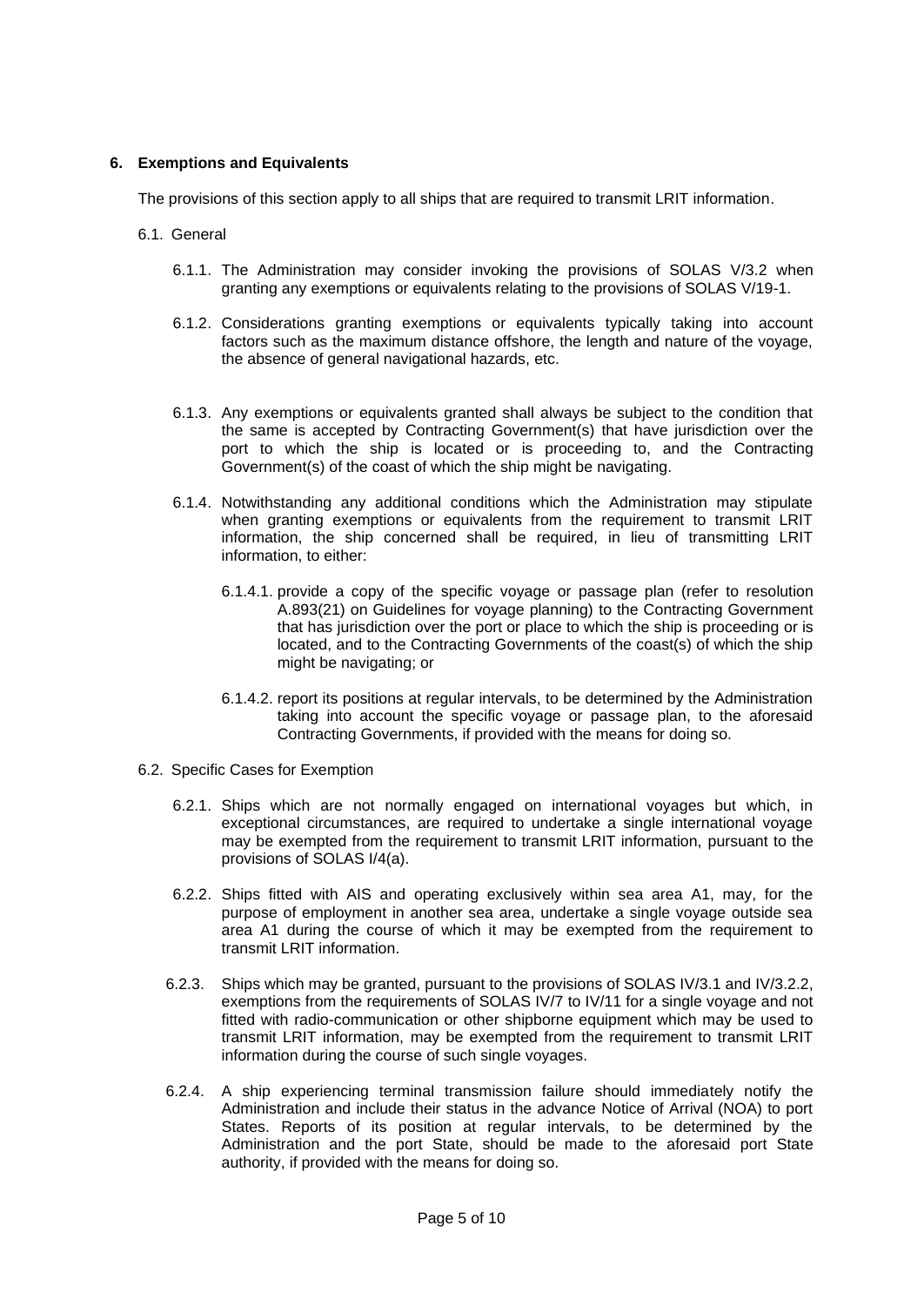## 6. Exemptions and Equivalents

The provisions of this section apply to all ships that are required to transmit LRIT information.

### 6.1. General

6.1.1. The Administration may consider invoking the provisions of SOLAS V/3.2 when granting any exemptions or equivalents relating to the provisions of SOLAS V/19-1.

6.1.2. Considerations granting exemptions or equivalents typically taking into account factors such as the maximum distance offshore, the length and nature of the voyage, the absence of general navigational hazards, etc.

6.1.3. Any exemptions or equivalents granted shall always be subject to the condition that the same is accepted by Contracting Government(s) that have jurisdiction over the port to which the ship is located or is proceeding to, and the Contracting Government(s) of the coast of which the ship might be navigating.

6.1.4. Notwithstanding any additional conditions which the Administration may stipulate when granting exemptions or equivalents from the requirement to transmit LRIT information, the ship concerned shall be required, in lieu of transmitting LRIT information, to either:

6.1.4.1. provide a copy of the specific voyage or passage plan (refer to resolution A.893(21) on Guidelines for voyage planning) to the Contracting Government that has jurisdiction over the port or place to which the ship is proceeding or is located, and to the Contracting Governments of the coast(s) of which the ship might be navigating; or

6.1.4.2. report its positions at regular intervals, to be determined by the Administration taking into account the specific voyage or passage plan, to the aforesaid Contracting Governments, if provided with the means for doing so.

### 6.2. Specific Cases for Exemption

6.2.1. Ships which are not normally engaged on international voyages but which, in exceptional circumstances, are required to undertake a single international voyage may be exempted from the requirement to transmit LRIT information, pursuant to the provisions of SOLAS I/4(a).

6.2.2. Ships fitted with AIS and operating exclusively within sea area A1, may, for the purpose of employment in another sea area, undertake a single voyage outside sea area A1 during the course of which it may be exempted from the requirement to transmit LRIT information.

6.2.3. Ships which may be granted, pursuant to the provisions of SOLAS IV/3.1 and IV/3.2.2, exemptions from the requirements of SOLAS IV/7 to IV/11 for a single voyage and not fitted with radio-communication or other shipborne equipment which may be used to transmit LRIT information, may be exempted from the requirement to transmit LRIT information during the course of such single voyages.

6.2.4. A ship experiencing terminal transmission failure should immediately notify the Administration and include their status in the advance Notice of Arrival (NOA) to port States. Reports of its position at regular intervals, to be determined by the Administration and the port State, should be made to the aforesaid port State authority, if provided with the means for doing so.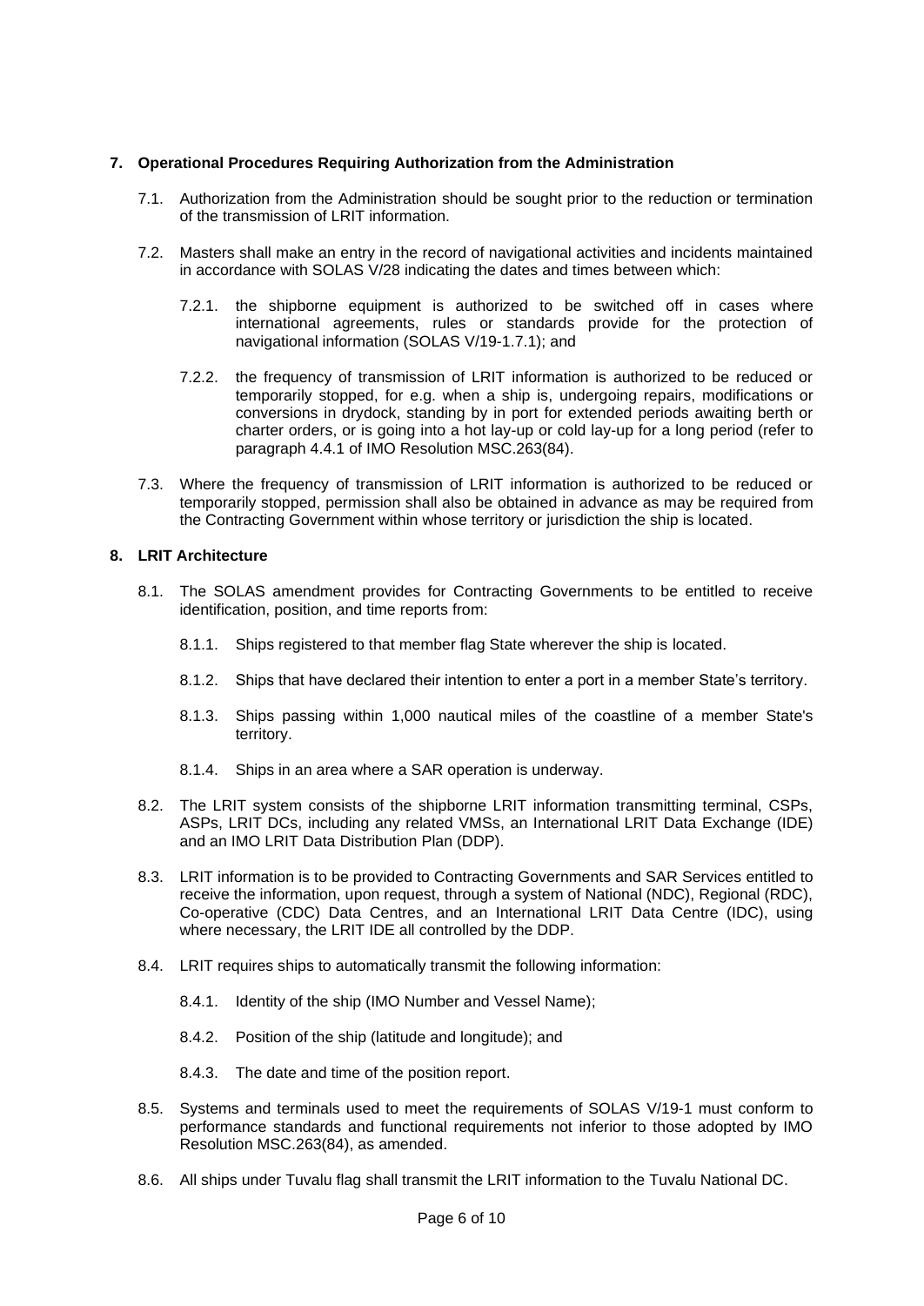## 7. Operational Procedures Requiring Authorization from the Administration

7.1. Authorization from the Administration should be sought prior to the reduction or termination of the transmission of LRIT information.

7.2. Masters shall make an entry in the record of navigational activities and incidents maintained in accordance with SOLAS V/28 indicating the dates and times between which:

7.2.1. the shipborne equipment is authorized to be switched off in cases where international agreements, rules or standards provide for the protection of navigational information (SOLAS V/19-1.7.1); and

7.2.2. the frequency of transmission of LRIT information is authorized to be reduced or temporarily stopped, for e.g. when a ship is, undergoing repairs, modifications or conversions in drydock, standing by in port for extended periods awaiting berth or charter orders, or is going into a hot lay-up or cold lay-up for a long period (refer to paragraph 4.4.1 of IMO Resolution MSC.263(84).

7.3. Where the frequency of transmission of LRIT information is authorized to be reduced or temporarily stopped, permission shall also be obtained in advance as may be required from the Contracting Government within whose territory or jurisdiction the ship is located.

## 8. LRIT Architecture

8.1. The SOLAS amendment provides for Contracting Governments to be entitled to receive identification, position, and time reports from:

8.1.1. Ships registered to that member flag State wherever the ship is located.

8.1.2. Ships that have declared their intention to enter a port in a member State's territory.

8.1.3. Ships passing within 1,000 nautical miles of the coastline of a member State's territory.

8.1.4. Ships in an area where a SAR operation is underway.

8.2. The LRIT system consists of the shipborne LRIT information transmitting terminal, CSPs, ASPs, LRIT DCs, including any related VMSs, an International LRIT Data Exchange (IDE) and an IMO LRIT Data Distribution Plan (DDP).

8.3. LRIT information is to be provided to Contracting Governments and SAR Services entitled to receive the information, upon request, through a system of National (NDC), Regional (RDC), Co-operative (CDC) Data Centres, and an International LRIT Data Centre (IDC), using where necessary, the LRIT IDE all controlled by the DDP.

8.4. LRIT requires ships to automatically transmit the following information:

8.4.1. Identity of the ship (IMO Number and Vessel Name);

8.4.2. Position of the ship (latitude and longitude); and

8.4.3. The date and time of the position report.

8.5. Systems and terminals used to meet the requirements of SOLAS V/19-1 must conform to performance standards and functional requirements not inferior to those adopted by IMO Resolution MSC.263(84), as amended.

8.6. All ships under Tuvalu flag shall transmit the LRIT information to the Tuvalu National DC.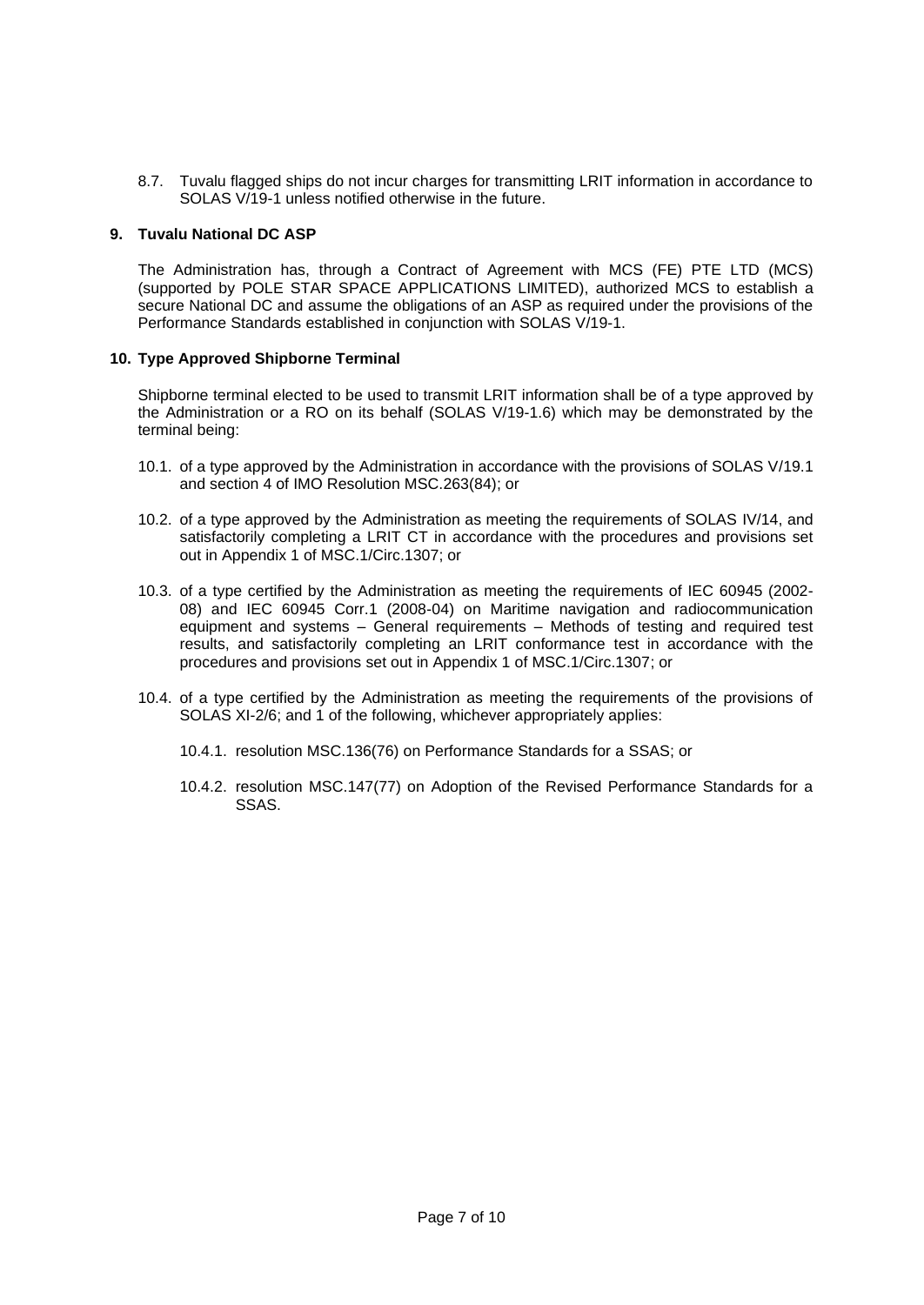8.7. Tuvalu flagged ships do not incur charges for transmitting LRIT information in accordance to SOLAS V/19-1 unless notified otherwise in the future.

## 9. Tuvalu National DC ASP

The Administration has, through a Contract of Agreement with MCS (FE) PTE LTD (MCS) (supported by POLE STAR SPACE APPLICATIONS LIMITED), authorized MCS to establish a secure National DC and assume the obligations of an ASP as required under the provisions of the Performance Standards established in conjunction with SOLAS V/19-1.

## 10. Type Approved Shipborne Terminal

Shipborne terminal elected to be used to transmit LRIT information shall be of a type approved by the Administration or a RO on its behalf (SOLAS V/19-1.6) which may be demonstrated by the terminal being:

10.1. of a type approved by the Administration in accordance with the provisions of SOLAS V/19.1 and section 4 of IMO Resolution MSC.263(84); or

10.2. of a type approved by the Administration as meeting the requirements of SOLAS IV/14, and satisfactorily completing a LRIT CT in accordance with the procedures and provisions set out in Appendix 1 of MSC.1/Circ.1307; or

10.3. of a type certified by the Administration as meeting the requirements of IEC 60945 (2002-08) and IEC 60945 Corr.1 (2008-04) on Maritime navigation and radiocommunication equipment and systems – General requirements – Methods of testing and required test results, and satisfactorily completing an LRIT conformance test in accordance with the procedures and provisions set out in Appendix 1 of MSC.1/Circ.1307; or

10.4. of a type certified by the Administration as meeting the requirements of the provisions of SOLAS XI-2/6; and 1 of the following, whichever appropriately applies:

10.4.1. resolution MSC.136(76) on Performance Standards for a SSAS; or

10.4.2. resolution MSC.147(77) on Adoption of the Revised Performance Standards for a SSAS.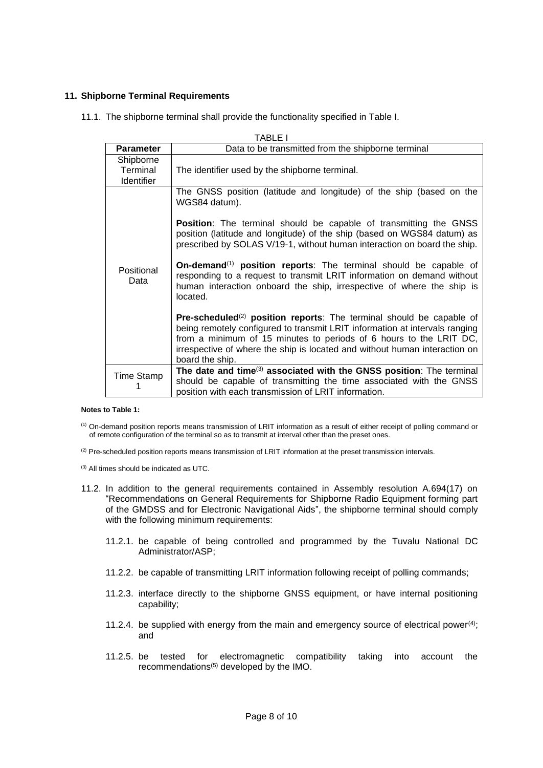## 11. Shipborne Terminal Requirements

11.1. The shipborne terminal shall provide the functionality specified in Table I.

TABLE I

| Parameter | Data to be transmitted from the shipborne terminal |
|---|---|
| Shipborne Terminal Identifier | The identifier used by the shipborne terminal. |
| Positional Data | The GNSS position (latitude and longitude) of the ship (based on the WGS84 datum).<br><br>**Position**: The terminal should be capable of transmitting the GNSS position (latitude and longitude) of the ship (based on WGS84 datum) as prescribed by SOLAS V/19-1, without human interaction on board the ship.<br><br>**On-demand**[(1)] **position reports**: The terminal should be capable of responding to a request to transmit LRIT information on demand without human interaction onboard the ship, irrespective of where the ship is located.<br><br>**Pre-scheduled**[(2)] **position reports**: The terminal should be capable of being remotely configured to transmit LRIT information at intervals ranging from a minimum of 15 minutes to periods of 6 hours to the LRIT DC, irrespective of where the ship is located and without human interaction on board the ship. |
| Time Stamp 1 | **The date and time**[(3)] **associated with the GNSS position**: The terminal should be capable of transmitting the time associated with the GNSS position with each transmission of LRIT information. |

**Notes to Table 1:**

(1) On-demand position reports means transmission of LRIT information as a result of either receipt of polling command or of remote configuration of the terminal so as to transmit at interval other than the preset ones.

(2) Pre-scheduled position reports means transmission of LRIT information at the preset transmission intervals.

(3) All times should be indicated as UTC.

11.2. In addition to the general requirements contained in Assembly resolution A.694(17) on "Recommendations on General Requirements for Shipborne Radio Equipment forming part of the GMDSS and for Electronic Navigational Aids", the shipborne terminal should comply with the following minimum requirements:

11.2.1. be capable of being controlled and programmed by the Tuvalu National DC Administrator/ASP;

11.2.2. be capable of transmitting LRIT information following receipt of polling commands;

11.2.3. interface directly to the shipborne GNSS equipment, or have internal positioning capability;

11.2.4. be supplied with energy from the main and emergency source of electrical power[(4)]; and

11.2.5. be tested for electromagnetic compatibility taking into account the recommendations[(5)] developed by the IMO.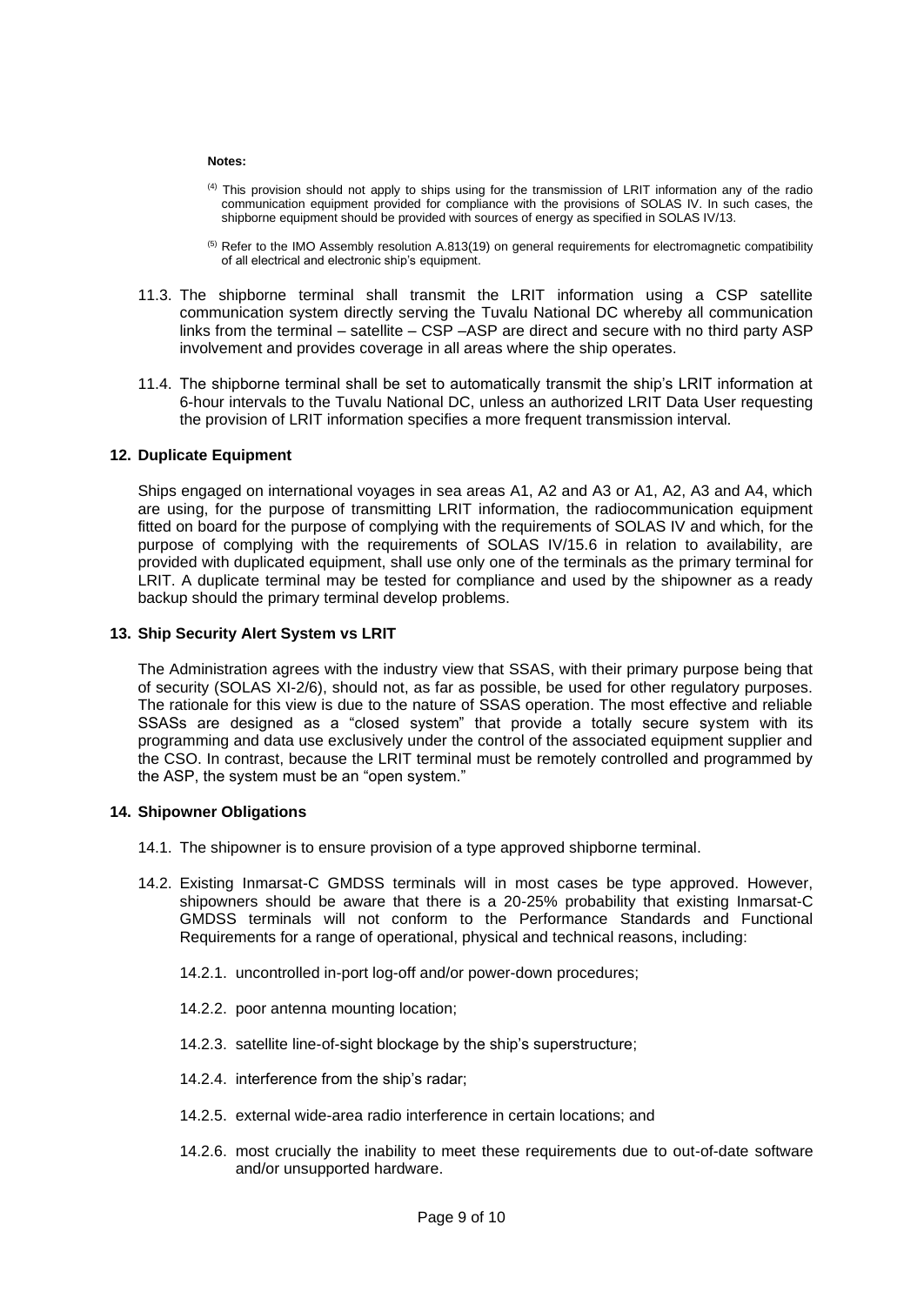**Notes:**

[4] This provision should not apply to ships using for the transmission of LRIT information any of the radio communication equipment provided for compliance with the provisions of SOLAS IV. In such cases, the shipborne equipment should be provided with sources of energy as specified in SOLAS IV/13.

[5] Refer to the IMO Assembly resolution A.813(19) on general requirements for electromagnetic compatibility of all electrical and electronic ship's equipment.

11.3. The shipborne terminal shall transmit the LRIT information using a CSP satellite communication system directly serving the Tuvalu National DC whereby all communication links from the terminal – satellite – CSP –ASP are direct and secure with no third party ASP involvement and provides coverage in all areas where the ship operates.

11.4. The shipborne terminal shall be set to automatically transmit the ship's LRIT information at 6-hour intervals to the Tuvalu National DC, unless an authorized LRIT Data User requesting the provision of LRIT information specifies a more frequent transmission interval.

## 12. Duplicate Equipment

Ships engaged on international voyages in sea areas A1, A2 and A3 or A1, A2, A3 and A4, which are using, for the purpose of transmitting LRIT information, the radiocommunication equipment fitted on board for the purpose of complying with the requirements of SOLAS IV and which, for the purpose of complying with the requirements of SOLAS IV/15.6 in relation to availability, are provided with duplicated equipment, shall use only one of the terminals as the primary terminal for LRIT. A duplicate terminal may be tested for compliance and used by the shipowner as a ready backup should the primary terminal develop problems.

## 13. Ship Security Alert System vs LRIT

The Administration agrees with the industry view that SSAS, with their primary purpose being that of security (SOLAS XI-2/6), should not, as far as possible, be used for other regulatory purposes. The rationale for this view is due to the nature of SSAS operation. The most effective and reliable SSASs are designed as a "closed system" that provide a totally secure system with its programming and data use exclusively under the control of the associated equipment supplier and the CSO. In contrast, because the LRIT terminal must be remotely controlled and programmed by the ASP, the system must be an "open system."

## 14. Shipowner Obligations

14.1. The shipowner is to ensure provision of a type approved shipborne terminal.

14.2. Existing Inmarsat-C GMDSS terminals will in most cases be type approved. However, shipowners should be aware that there is a 20-25% probability that existing Inmarsat-C GMDSS terminals will not conform to the Performance Standards and Functional Requirements for a range of operational, physical and technical reasons, including:

14.2.1. uncontrolled in-port log-off and/or power-down procedures;

14.2.2. poor antenna mounting location;

14.2.3. satellite line-of-sight blockage by the ship's superstructure;

14.2.4. interference from the ship's radar;

14.2.5. external wide-area radio interference in certain locations; and

14.2.6. most crucially the inability to meet these requirements due to out-of-date software and/or unsupported hardware.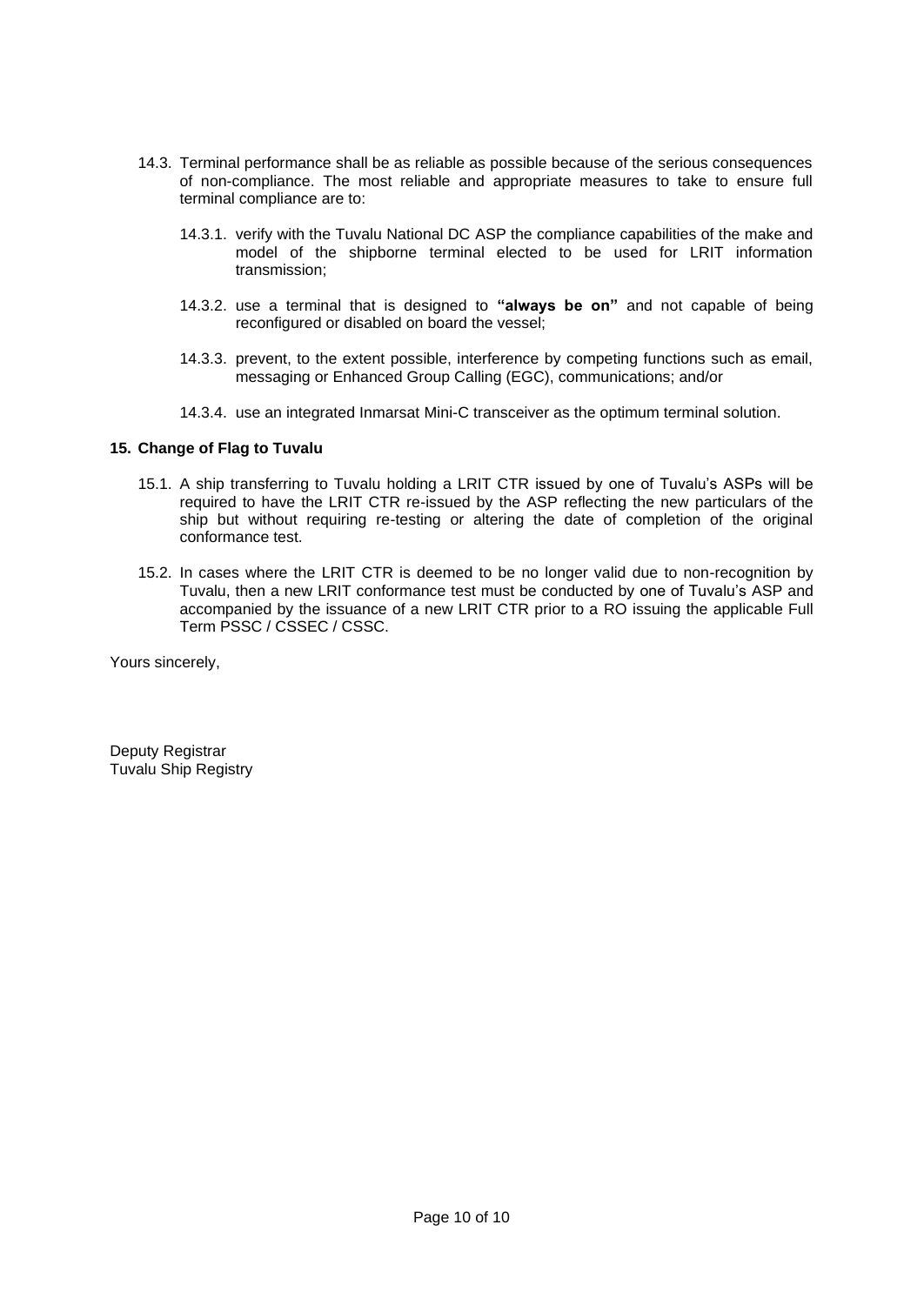14.3. Terminal performance shall be as reliable as possible because of the serious consequences of non-compliance. The most reliable and appropriate measures to take to ensure full terminal compliance are to:

  14.3.1. verify with the Tuvalu National DC ASP the compliance capabilities of the make and model of the shipborne terminal elected to be used for LRIT information transmission;

  14.3.2. use a terminal that is designed to **"always be on"** and not capable of being reconfigured or disabled on board the vessel;

  14.3.3. prevent, to the extent possible, interference by competing functions such as email, messaging or Enhanced Group Calling (EGC), communications; and/or

  14.3.4. use an integrated Inmarsat Mini-C transceiver as the optimum terminal solution.

## 15. Change of Flag to Tuvalu

15.1. A ship transferring to Tuvalu holding a LRIT CTR issued by one of Tuvalu's ASPs will be required to have the LRIT CTR re-issued by the ASP reflecting the new particulars of the ship but without requiring re-testing or altering the date of completion of the original conformance test.

15.2. In cases where the LRIT CTR is deemed to be no longer valid due to non-recognition by Tuvalu, then a new LRIT conformance test must be conducted by one of Tuvalu's ASP and accompanied by the issuance of a new LRIT CTR prior to a RO issuing the applicable Full Term PSSC / CSSEC / CSSC.

Yours sincerely,

Deputy Registrar
Tuvalu Ship Registry